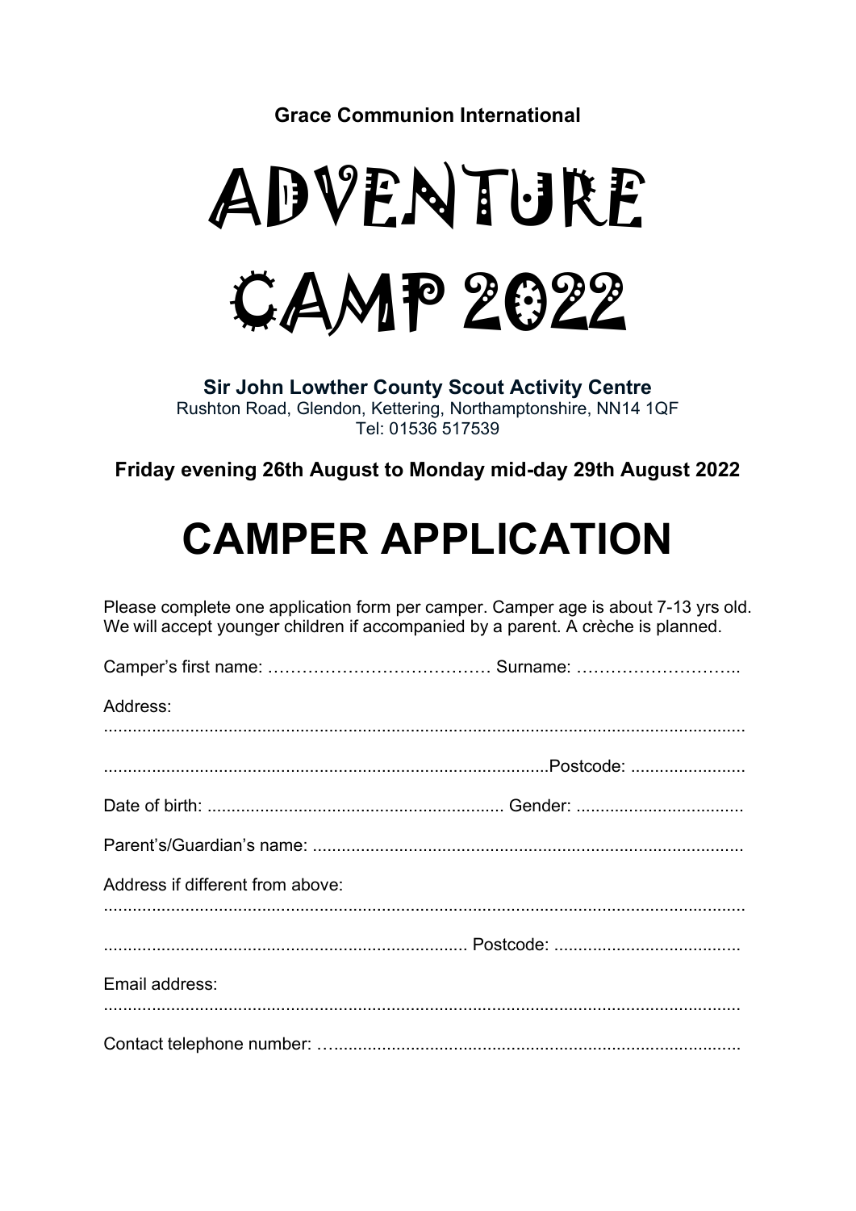**Grace Communion International**

# ADVENTURE CAMP 2022

**Sir John Lowther County Scout Activity Centre**
Rushton Road, Glendon, Kettering, Northamptonshire, NN14 1QF
Tel: 01536 517539

**Friday evening 26th August to Monday mid-day 29th August 2022**

# CAMPER APPLICATION

Please complete one application form per camper. Camper age is about 7-13 yrs old. We will accept younger children if accompanied by a parent. A crèche is planned.

Camper's first name: ………………………………… Surname: ………………………..

Address: ..........................................................................................................................

.............................................................................................Postcode: ........................

Date of birth: ............................................................. Gender: ...................................

Parent's/Guardian's name: ..........................................................................................

Address if different from above: ..................................................................................

........................................................................... Postcode: .......................................

Email address: ..............................................................................................................

Contact telephone number: …....................................................................................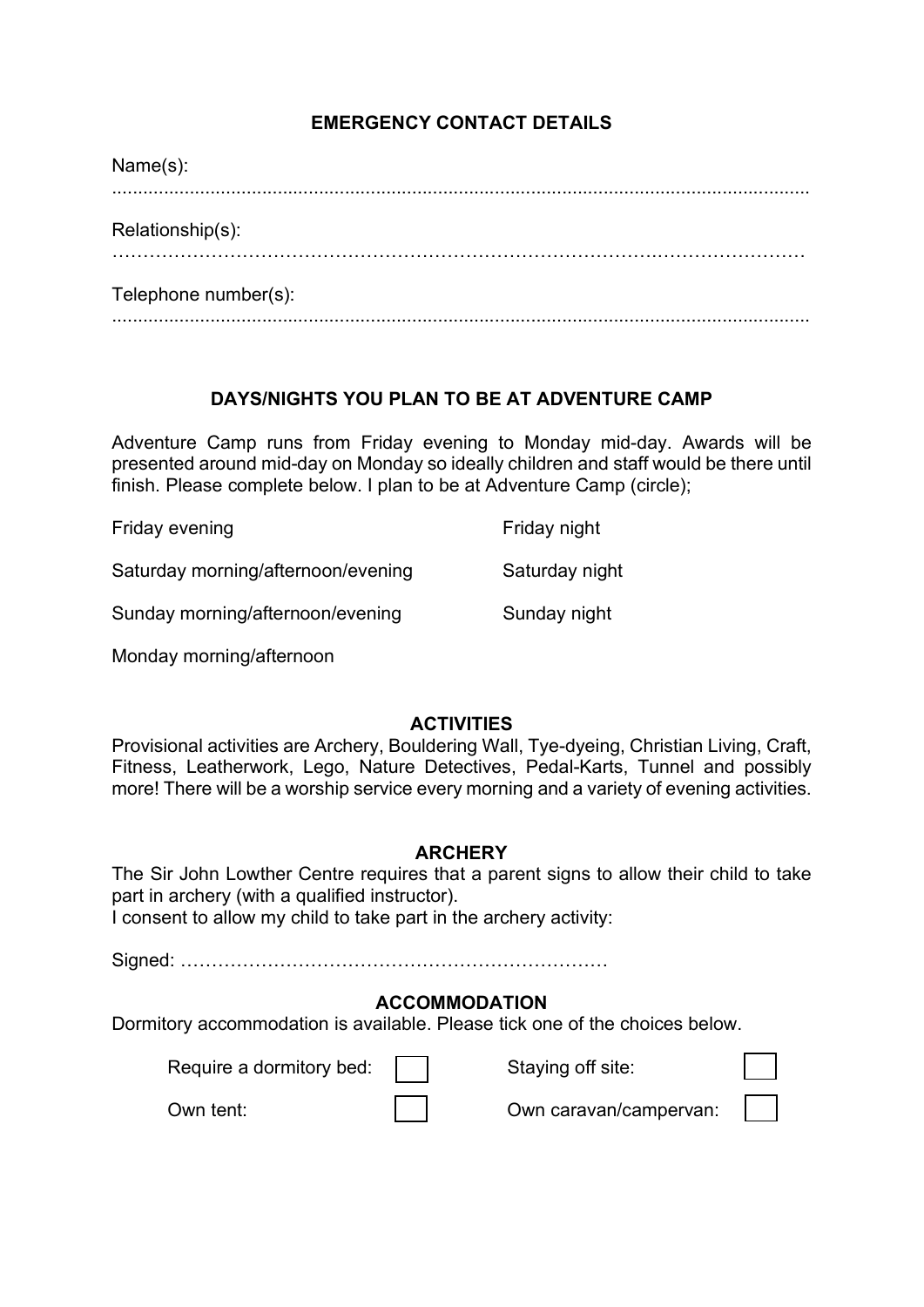## EMERGENCY CONTACT DETAILS

Name(s):

..........................................................................................................................................

Relationship(s):

……………………………………………………………………………………………

Telephone number(s):

..........................................................................................................................................

## DAYS/NIGHTS YOU PLAN TO BE AT ADVENTURE CAMP

Adventure Camp runs from Friday evening to Monday mid-day. Awards will be presented around mid-day on Monday so ideally children and staff would be there until finish. Please complete below. I plan to be at Adventure Camp (circle);

| | |
|---|---|
| Friday evening | Friday night |
| Saturday morning/afternoon/evening | Saturday night |
| Sunday morning/afternoon/evening | Sunday night |
| Monday morning/afternoon | |

## ACTIVITIES

Provisional activities are Archery, Bouldering Wall, Tye-dyeing, Christian Living, Craft, Fitness, Leatherwork, Lego, Nature Detectives, Pedal-Karts, Tunnel and possibly more! There will be a worship service every morning and a variety of evening activities.

## ARCHERY

The Sir John Lowther Centre requires that a parent signs to allow their child to take part in archery (with a qualified instructor).

I consent to allow my child to take part in the archery activity:

Signed: ……………………………………………………………

## ACCOMMODATION

Dormitory accommodation is available. Please tick one of the choices below.

| | | | |
|---|---|---|---|
| Require a dormitory bed: | ☐ | Staying off site: | ☐ |
| Own tent: | ☐ | Own caravan/campervan: | ☐ |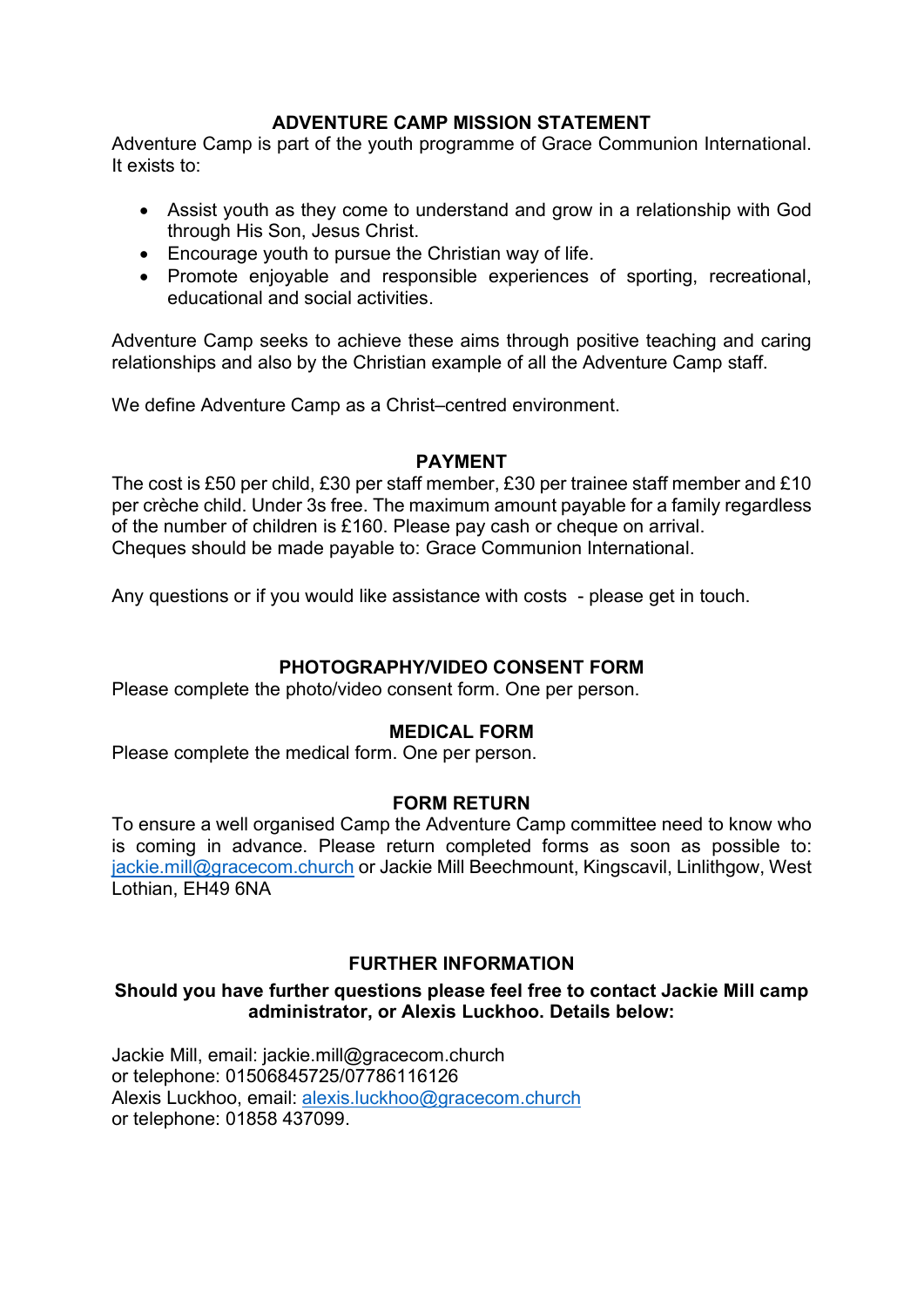## ADVENTURE CAMP MISSION STATEMENT

Adventure Camp is part of the youth programme of Grace Communion International. It exists to:

- Assist youth as they come to understand and grow in a relationship with God through His Son, Jesus Christ.
- Encourage youth to pursue the Christian way of life.
- Promote enjoyable and responsible experiences of sporting, recreational, educational and social activities.

Adventure Camp seeks to achieve these aims through positive teaching and caring relationships and also by the Christian example of all the Adventure Camp staff.

We define Adventure Camp as a Christ–centred environment.

## PAYMENT

The cost is £50 per child, £30 per staff member, £30 per trainee staff member and £10 per crèche child. Under 3s free. The maximum amount payable for a family regardless of the number of children is £160. Please pay cash or cheque on arrival.
Cheques should be made payable to: Grace Communion International.

Any questions or if you would like assistance with costs - please get in touch.

## PHOTOGRAPHY/VIDEO CONSENT FORM

Please complete the photo/video consent form. One per person.

## MEDICAL FORM

Please complete the medical form. One per person.

## FORM RETURN

To ensure a well organised Camp the Adventure Camp committee need to know who is coming in advance. Please return completed forms as soon as possible to: jackie.mill@gracecom.church or Jackie Mill Beechmount, Kingscavil, Linlithgow, West Lothian, EH49 6NA

## FURTHER INFORMATION

**Should you have further questions please feel free to contact Jackie Mill camp administrator, or Alexis Luckhoo. Details below:**

Jackie Mill, email: jackie.mill@gracecom.church
or telephone: 01506845725/07786116126
Alexis Luckhoo, email: alexis.luckhoo@gracecom.church
or telephone: 01858 437099.